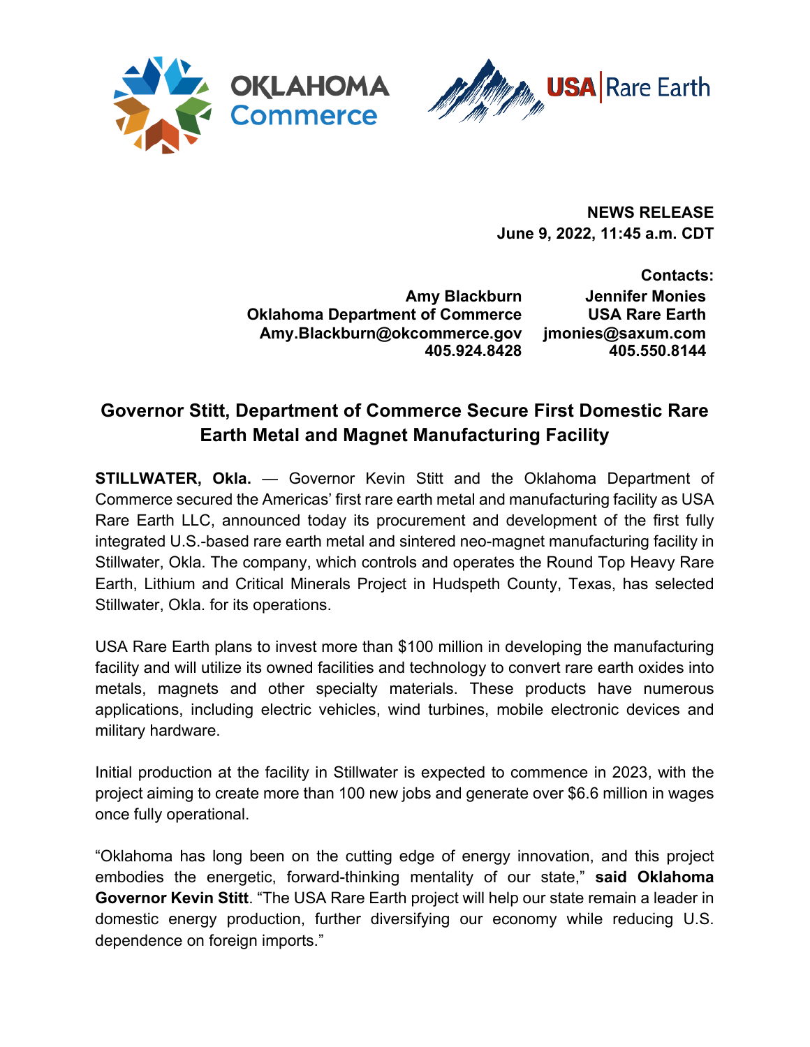**NEWS RELEASE**
**June 9, 2022, 11:45 a.m. CDT**

**Contacts:**

**Amy Blackburn**
**Oklahoma Department of Commerce**
**Amy.Blackburn@okcommerce.gov**
**405.924.8428**

**Jennifer Monies**
**USA Rare Earth**
**jmonies@saxum.com**
**405.550.8144**

## Governor Stitt, Department of Commerce Secure First Domestic Rare Earth Metal and Magnet Manufacturing Facility

**STILLWATER, Okla.** — Governor Kevin Stitt and the Oklahoma Department of Commerce secured the Americas' first rare earth metal and manufacturing facility as USA Rare Earth LLC, announced today its procurement and development of the first fully integrated U.S.-based rare earth metal and sintered neo-magnet manufacturing facility in Stillwater, Okla. The company, which controls and operates the Round Top Heavy Rare Earth, Lithium and Critical Minerals Project in Hudspeth County, Texas, has selected Stillwater, Okla. for its operations.

USA Rare Earth plans to invest more than $100 million in developing the manufacturing facility and will utilize its owned facilities and technology to convert rare earth oxides into metals, magnets and other specialty materials. These products have numerous applications, including electric vehicles, wind turbines, mobile electronic devices and military hardware.

Initial production at the facility in Stillwater is expected to commence in 2023, with the project aiming to create more than 100 new jobs and generate over $6.6 million in wages once fully operational.

"Oklahoma has long been on the cutting edge of energy innovation, and this project embodies the energetic, forward-thinking mentality of our state," **said Oklahoma Governor Kevin Stitt**. "The USA Rare Earth project will help our state remain a leader in domestic energy production, further diversifying our economy while reducing U.S. dependence on foreign imports."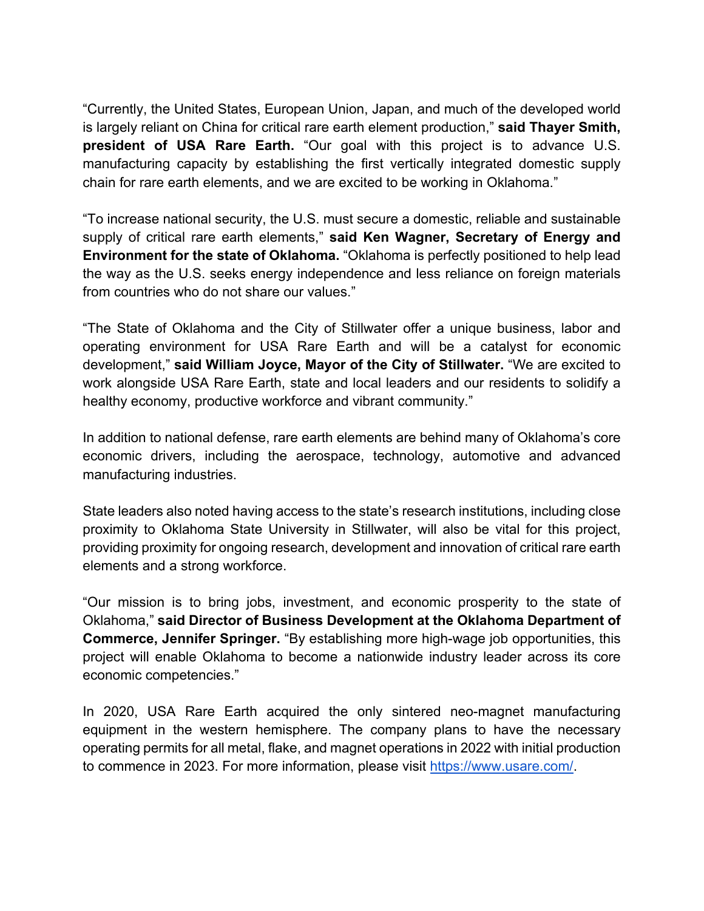"Currently, the United States, European Union, Japan, and much of the developed world is largely reliant on China for critical rare earth element production," **said Thayer Smith, president of USA Rare Earth.** "Our goal with this project is to advance U.S. manufacturing capacity by establishing the first vertically integrated domestic supply chain for rare earth elements, and we are excited to be working in Oklahoma."

"To increase national security, the U.S. must secure a domestic, reliable and sustainable supply of critical rare earth elements," **said Ken Wagner, Secretary of Energy and Environment for the state of Oklahoma.** "Oklahoma is perfectly positioned to help lead the way as the U.S. seeks energy independence and less reliance on foreign materials from countries who do not share our values."

"The State of Oklahoma and the City of Stillwater offer a unique business, labor and operating environment for USA Rare Earth and will be a catalyst for economic development," **said William Joyce, Mayor of the City of Stillwater.** "We are excited to work alongside USA Rare Earth, state and local leaders and our residents to solidify a healthy economy, productive workforce and vibrant community."

In addition to national defense, rare earth elements are behind many of Oklahoma's core economic drivers, including the aerospace, technology, automotive and advanced manufacturing industries.

State leaders also noted having access to the state's research institutions, including close proximity to Oklahoma State University in Stillwater, will also be vital for this project, providing proximity for ongoing research, development and innovation of critical rare earth elements and a strong workforce.

"Our mission is to bring jobs, investment, and economic prosperity to the state of Oklahoma," **said Director of Business Development at the Oklahoma Department of Commerce, Jennifer Springer.** "By establishing more high-wage job opportunities, this project will enable Oklahoma to become a nationwide industry leader across its core economic competencies."

In 2020, USA Rare Earth acquired the only sintered neo-magnet manufacturing equipment in the western hemisphere. The company plans to have the necessary operating permits for all metal, flake, and magnet operations in 2022 with initial production to commence in 2023. For more information, please visit [https://www.usare.com/](https://www.usare.com/).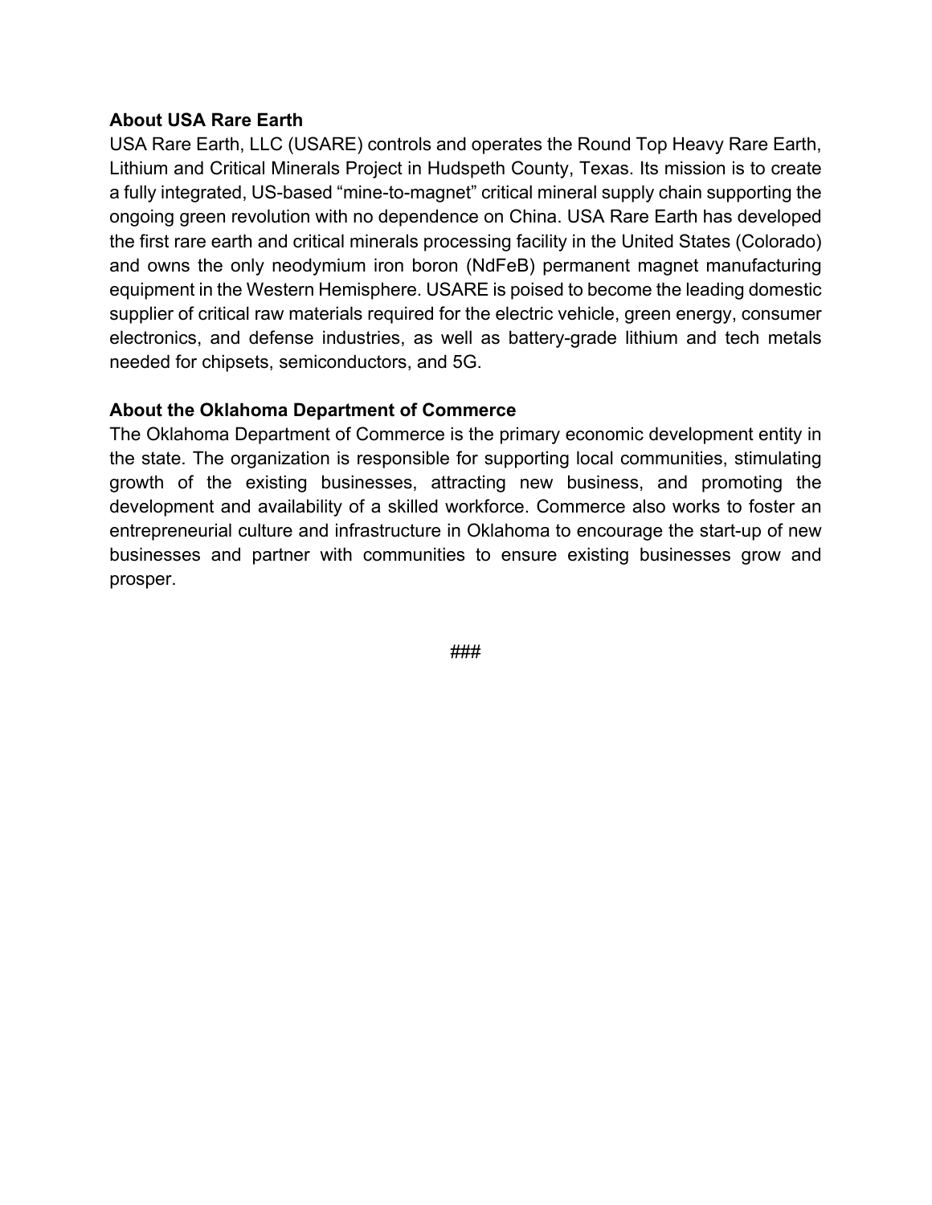**About USA Rare Earth**

USA Rare Earth, LLC (USARE) controls and operates the Round Top Heavy Rare Earth, Lithium and Critical Minerals Project in Hudspeth County, Texas. Its mission is to create a fully integrated, US-based “mine-to-magnet” critical mineral supply chain supporting the ongoing green revolution with no dependence on China. USA Rare Earth has developed the first rare earth and critical minerals processing facility in the United States (Colorado) and owns the only neodymium iron boron (NdFeB) permanent magnet manufacturing equipment in the Western Hemisphere. USARE is poised to become the leading domestic supplier of critical raw materials required for the electric vehicle, green energy, consumer electronics, and defense industries, as well as battery-grade lithium and tech metals needed for chipsets, semiconductors, and 5G.

**About the Oklahoma Department of Commerce**

The Oklahoma Department of Commerce is the primary economic development entity in the state. The organization is responsible for supporting local communities, stimulating growth of the existing businesses, attracting new business, and promoting the development and availability of a skilled workforce. Commerce also works to foster an entrepreneurial culture and infrastructure in Oklahoma to encourage the start-up of new businesses and partner with communities to ensure existing businesses grow and prosper.

###